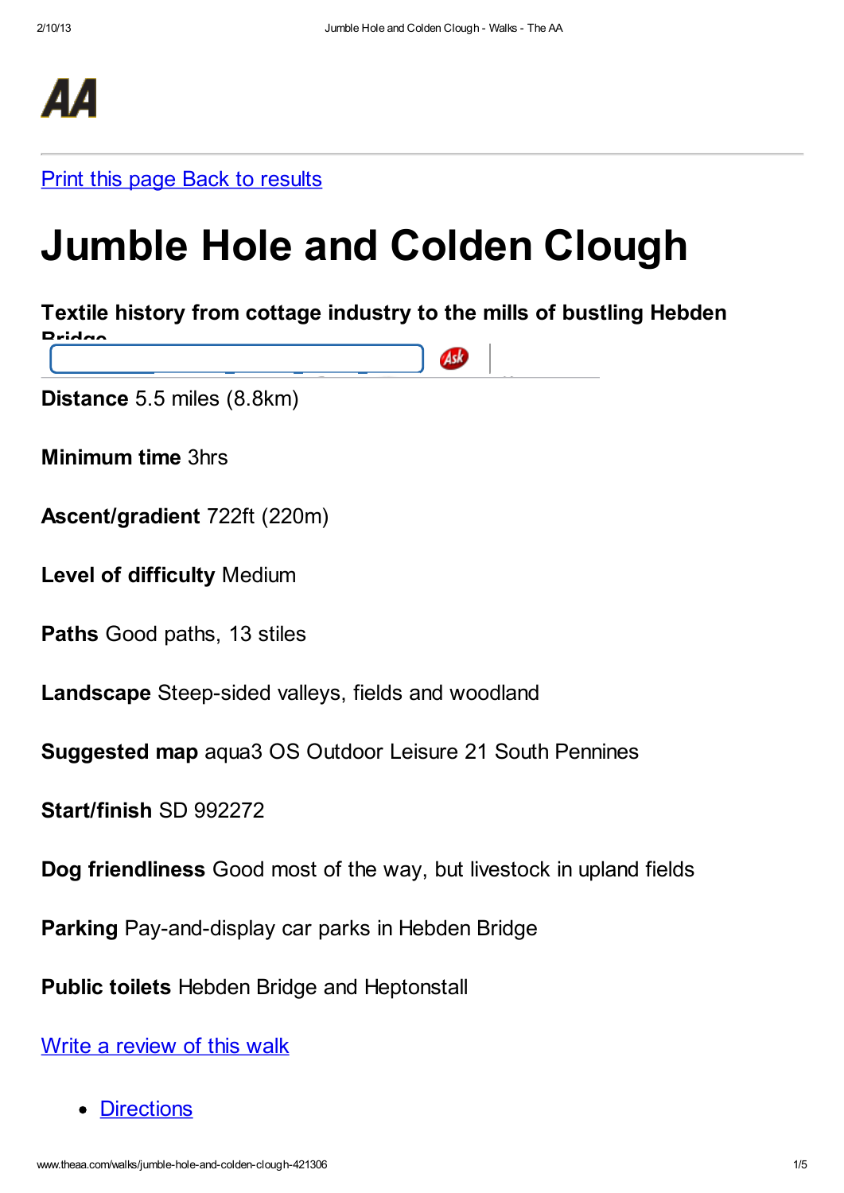[Print this page](#) [Back to results](#)

# Jumble Hole and Colden Clough

### Textile history from cottage industry to the mills of bustling Hebden Bridge

**Distance** 5.5 miles (8.8km)

**Minimum time** 3hrs

**Ascent/gradient** 722ft (220m)

**Level of difficulty** Medium

**Paths** Good paths, 13 stiles

**Landscape** Steep-sided valleys, fields and woodland

**Suggested map** aqua3 OS Outdoor Leisure 21 South Pennines

**Start/finish** SD 992272

**Dog friendliness** Good most of the way, but livestock in upland fields

**Parking** Pay-and-display car parks in Hebden Bridge

**Public toilets** Hebden Bridge and Heptonstall

[Write a review of this walk](#)

- [Directions](#)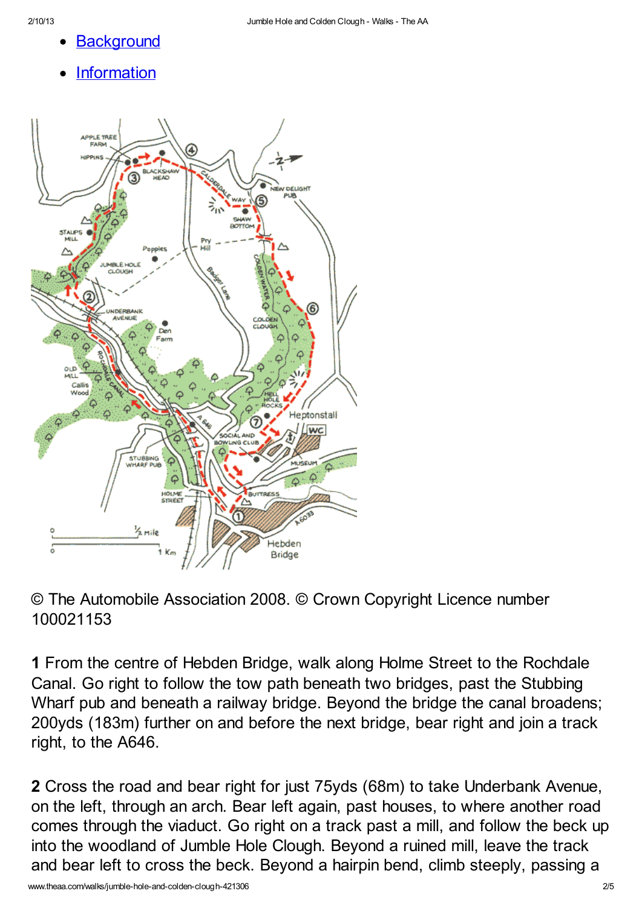- Background
- Information

© The Automobile Association 2008. © Crown Copyright Licence number 100021153

**1** From the centre of Hebden Bridge, walk along Holme Street to the Rochdale Canal. Go right to follow the tow path beneath two bridges, past the Stubbing Wharf pub and beneath a railway bridge. Beyond the bridge the canal broadens; 200yds (183m) further on and before the next bridge, bear right and join a track right, to the A646.

**2** Cross the road and bear right for just 75yds (68m) to take Underbank Avenue, on the left, through an arch. Bear left again, past houses, to where another road comes through the viaduct. Go right on a track past a mill, and follow the beck up into the woodland of Jumble Hole Clough. Beyond a ruined mill, leave the track and bear left to cross the beck. Beyond a hairpin bend, climb steeply, passing a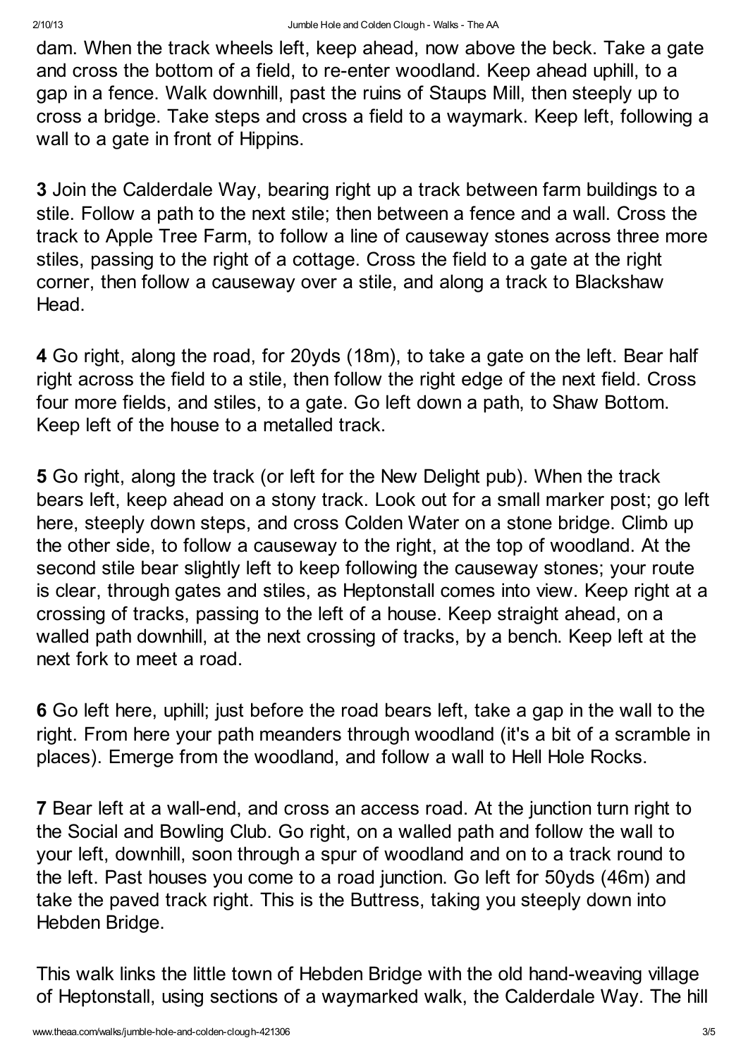dam. When the track wheels left, keep ahead, now above the beck. Take a gate and cross the bottom of a field, to re-enter woodland. Keep ahead uphill, to a gap in a fence. Walk downhill, past the ruins of Staups Mill, then steeply up to cross a bridge. Take steps and cross a field to a waymark. Keep left, following a wall to a gate in front of Hippins.

**3** Join the Calderdale Way, bearing right up a track between farm buildings to a stile. Follow a path to the next stile; then between a fence and a wall. Cross the track to Apple Tree Farm, to follow a line of causeway stones across three more stiles, passing to the right of a cottage. Cross the field to a gate at the right corner, then follow a causeway over a stile, and along a track to Blackshaw Head.

**4** Go right, along the road, for 20yds (18m), to take a gate on the left. Bear half right across the field to a stile, then follow the right edge of the next field. Cross four more fields, and stiles, to a gate. Go left down a path, to Shaw Bottom. Keep left of the house to a metalled track.

**5** Go right, along the track (or left for the New Delight pub). When the track bears left, keep ahead on a stony track. Look out for a small marker post; go left here, steeply down steps, and cross Colden Water on a stone bridge. Climb up the other side, to follow a causeway to the right, at the top of woodland. At the second stile bear slightly left to keep following the causeway stones; your route is clear, through gates and stiles, as Heptonstall comes into view. Keep right at a crossing of tracks, passing to the left of a house. Keep straight ahead, on a walled path downhill, at the next crossing of tracks, by a bench. Keep left at the next fork to meet a road.

**6** Go left here, uphill; just before the road bears left, take a gap in the wall to the right. From here your path meanders through woodland (it's a bit of a scramble in places). Emerge from the woodland, and follow a wall to Hell Hole Rocks.

**7** Bear left at a wall-end, and cross an access road. At the junction turn right to the Social and Bowling Club. Go right, on a walled path and follow the wall to your left, downhill, soon through a spur of woodland and on to a track round to the left. Past houses you come to a road junction. Go left for 50yds (46m) and take the paved track right. This is the Buttress, taking you steeply down into Hebden Bridge.

This walk links the little town of Hebden Bridge with the old hand-weaving village of Heptonstall, using sections of a waymarked walk, the Calderdale Way. The hill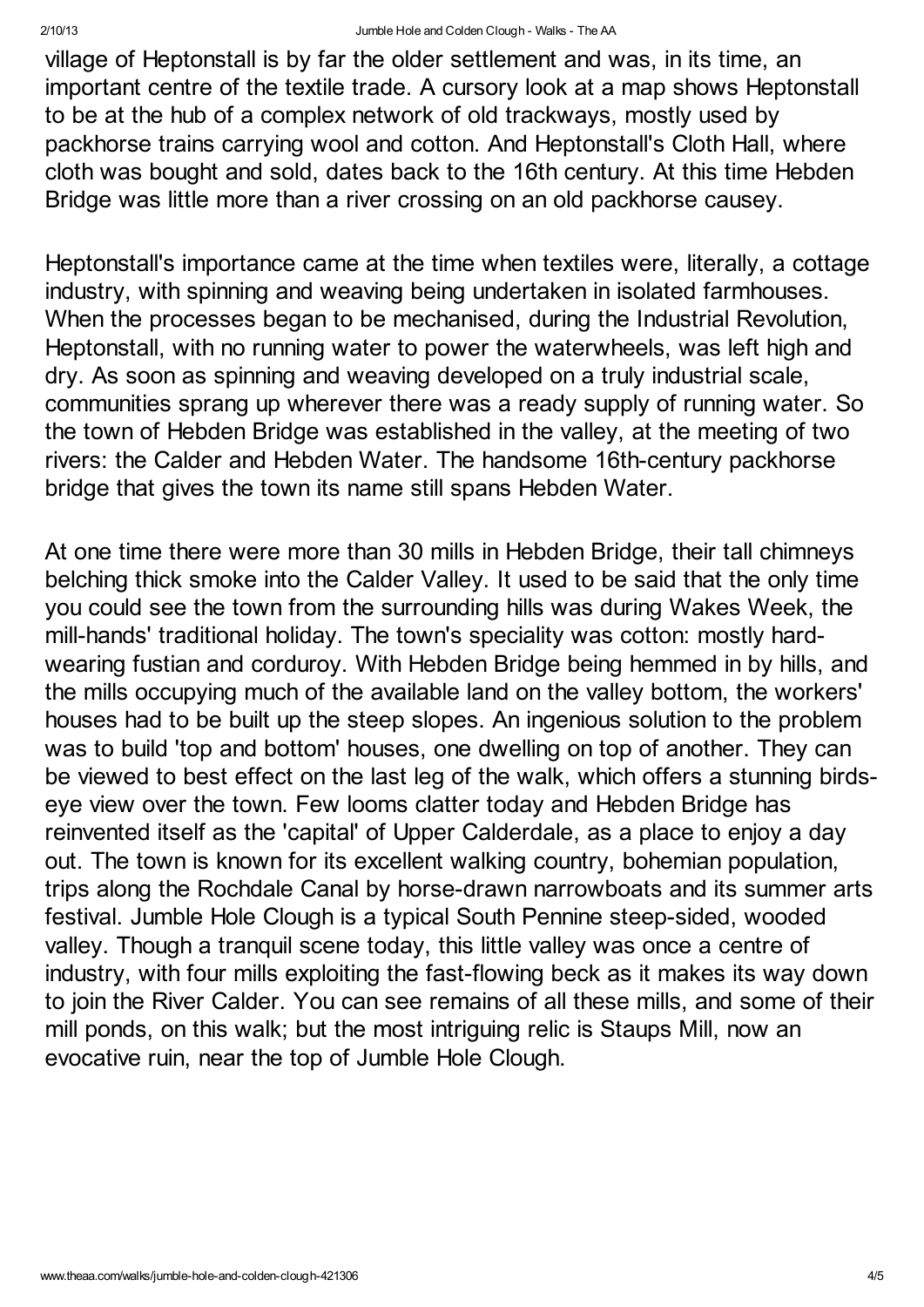village of Heptonstall is by far the older settlement and was, in its time, an important centre of the textile trade. A cursory look at a map shows Heptonstall to be at the hub of a complex network of old trackways, mostly used by packhorse trains carrying wool and cotton. And Heptonstall's Cloth Hall, where cloth was bought and sold, dates back to the 16th century. At this time Hebden Bridge was little more than a river crossing on an old packhorse causey.

Heptonstall's importance came at the time when textiles were, literally, a cottage industry, with spinning and weaving being undertaken in isolated farmhouses. When the processes began to be mechanised, during the Industrial Revolution, Heptonstall, with no running water to power the waterwheels, was left high and dry. As soon as spinning and weaving developed on a truly industrial scale, communities sprang up wherever there was a ready supply of running water. So the town of Hebden Bridge was established in the valley, at the meeting of two rivers: the Calder and Hebden Water. The handsome 16th-century packhorse bridge that gives the town its name still spans Hebden Water.

At one time there were more than 30 mills in Hebden Bridge, their tall chimneys belching thick smoke into the Calder Valley. It used to be said that the only time you could see the town from the surrounding hills was during Wakes Week, the mill-hands' traditional holiday. The town's speciality was cotton: mostly hard-wearing fustian and corduroy. With Hebden Bridge being hemmed in by hills, and the mills occupying much of the available land on the valley bottom, the workers' houses had to be built up the steep slopes. An ingenious solution to the problem was to build 'top and bottom' houses, one dwelling on top of another. They can be viewed to best effect on the last leg of the walk, which offers a stunning birds-eye view over the town. Few looms clatter today and Hebden Bridge has reinvented itself as the 'capital' of Upper Calderdale, as a place to enjoy a day out. The town is known for its excellent walking country, bohemian population, trips along the Rochdale Canal by horse-drawn narrowboats and its summer arts festival. Jumble Hole Clough is a typical South Pennine steep-sided, wooded valley. Though a tranquil scene today, this little valley was once a centre of industry, with four mills exploiting the fast-flowing beck as it makes its way down to join the River Calder. You can see remains of all these mills, and some of their mill ponds, on this walk; but the most intriguing relic is Staups Mill, now an evocative ruin, near the top of Jumble Hole Clough.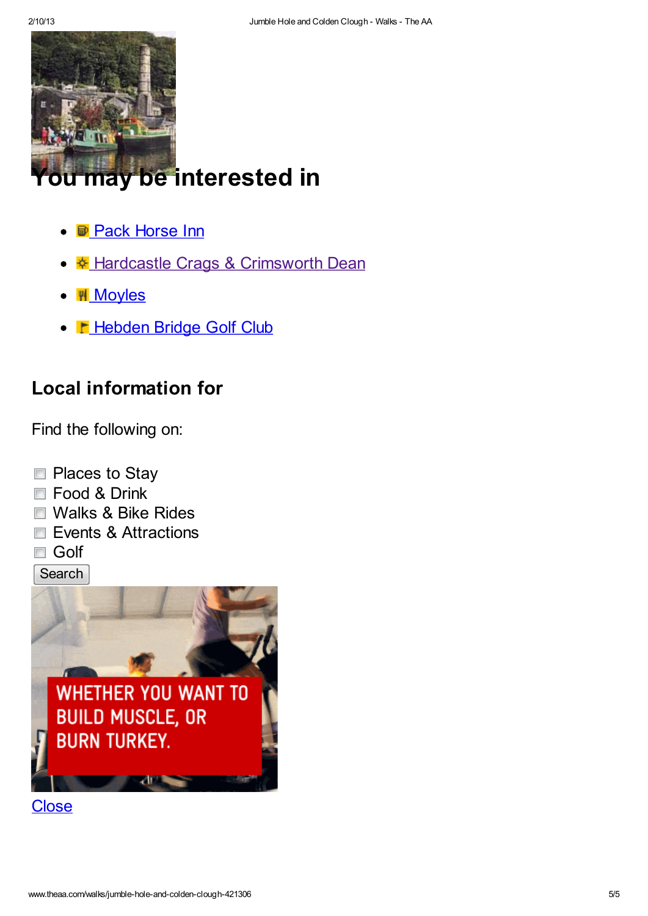## You may be interested in

- Pack Horse Inn
- Hardcastle Crags & Crimsworth Dean
- Moyles
- Hebden Bridge Golf Club

### Local information for

Find the following on:

- Places to Stay
- Food & Drink
- Walks & Bike Rides
- Events & Attractions
- Golf

Search

Close